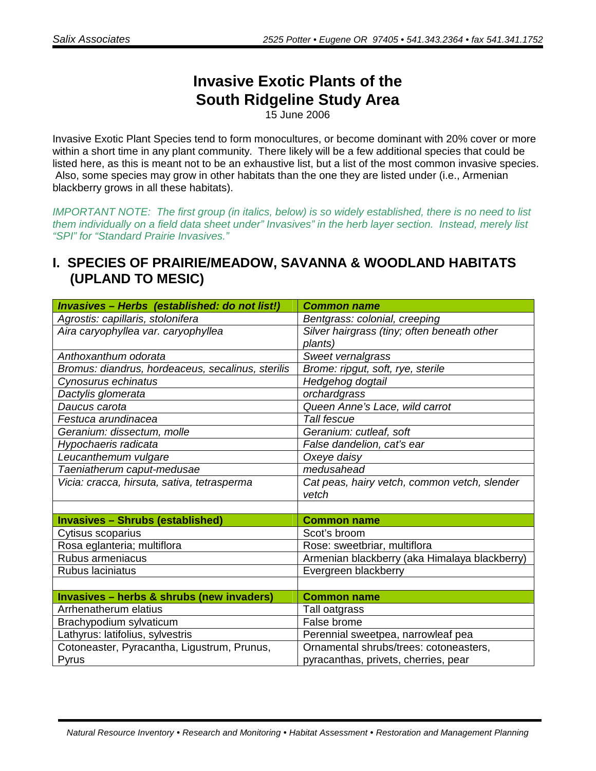# Invasive Exotic Plants of the South Ridgeline Study Area

15 June 2006

Invasive Exotic Plant Species tend to form monocultures, or become dominant with 20% cover or more within a short time in any plant community. There likely will be a few additional species that could be listed here, as this is meant not to be an exhaustive list, but a list of the most common invasive species. Also, some species may grow in other habitats than the one they are listed under (i.e., Armenian blackberry grows in all these habitats).

*IMPORTANT NOTE: The first group (in italics, below) is so widely established, there is no need to list them individually on a field data sheet under" Invasives" in the herb layer section. Instead, merely list "SPI" for "Standard Prairie Invasives."*

## I. SPECIES OF PRAIRIE/MEADOW, SAVANNA & WOODLAND HABITATS (UPLAND TO MESIC)

| ***Invasives – Herbs (established: do not list!)*** | ***Common name*** |
|---|---|
| *Agrostis: capillaris, stolonifera* | *Bentgrass: colonial, creeping* |
| *Aira caryophyllea var. caryophyllea* | *Silver hairgrass (tiny; often beneath other plants)* |
| *Anthoxanthum odorata* | *Sweet vernalgrass* |
| *Bromus: diandrus, hordeaceus, secalinus, sterilis* | *Brome: ripgut, soft, rye, sterile* |
| *Cynosurus echinatus* | *Hedgehog dogtail* |
| *Dactylis glomerata* | *orchardgrass* |
| *Daucus carota* | *Queen Anne's Lace, wild carrot* |
| *Festuca arundinacea* | *Tall fescue* |
| *Geranium: dissectum, molle* | *Geranium: cutleaf, soft* |
| *Hypochaeris radicata* | *False dandelion, cat's ear* |
| *Leucanthemum vulgare* | *Oxeye daisy* |
| *Taeniatherum caput-medusae* | *medusahead* |
| *Vicia: cracca, hirsuta, sativa, tetrasperma* | *Cat peas, hairy vetch, common vetch, slender vetch* |
| | |
| **Invasives – Shrubs (established)** | **Common name** |
| Cytisus scoparius | Scot's broom |
| Rosa eglanteria; multiflora | Rose: sweetbriar, multiflora |
| Rubus armeniacus | Armenian blackberry (aka Himalaya blackberry) |
| Rubus laciniatus | Evergreen blackberry |
| | |
| **Invasives – herbs & shrubs (new invaders)** | **Common name** |
| Arrhenatherum elatius | Tall oatgrass |
| Brachypodium sylvaticum | False brome |
| Lathyrus: latifolius, sylvestris | Perennial sweetpea, narrowleaf pea |
| Cotoneaster, Pyracantha, Ligustrum, Prunus, Pyrus | Ornamental shrubs/trees: cotoneasters, pyracanthas, privets, cherries, pear |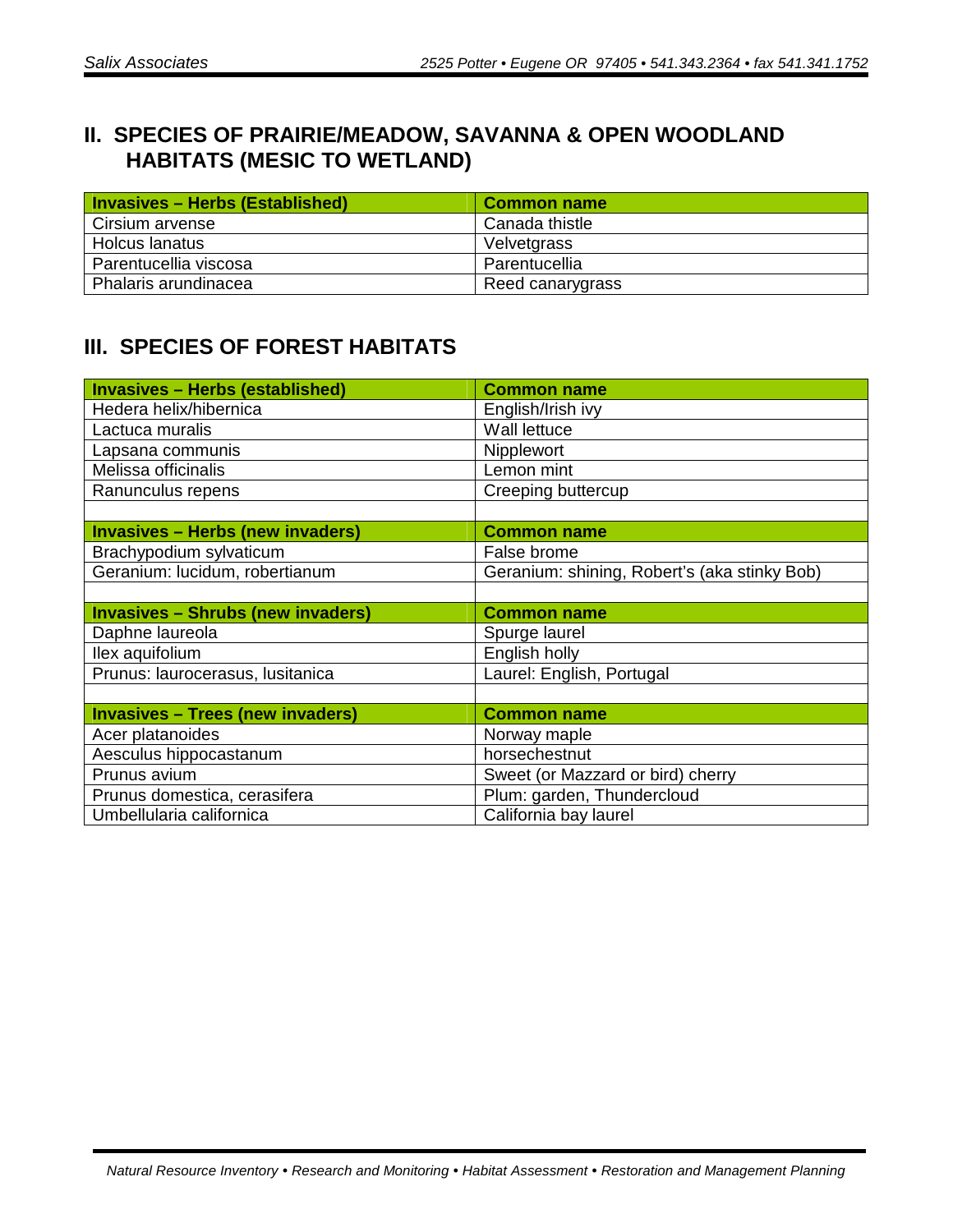## II. SPECIES OF PRAIRIE/MEADOW, SAVANNA & OPEN WOODLAND HABITATS (MESIC TO WETLAND)

| Invasives – Herbs (Established) | Common name |
|---|---|
| Cirsium arvense | Canada thistle |
| Holcus lanatus | Velvetgrass |
| Parentucellia viscosa | Parentucellia |
| Phalaris arundinacea | Reed canarygrass |

## III. SPECIES OF FOREST HABITATS

| Invasives – Herbs (established) | Common name |
|---|---|
| Hedera helix/hibernica | English/Irish ivy |
| Lactuca muralis | Wall lettuce |
| Lapsana communis | Nipplewort |
| Melissa officinalis | Lemon mint |
| Ranunculus repens | Creeping buttercup |
| | |
| **Invasives – Herbs (new invaders)** | **Common name** |
| Brachypodium sylvaticum | False brome |
| Geranium: lucidum, robertianum | Geranium: shining, Robert's (aka stinky Bob) |
| | |
| **Invasives – Shrubs (new invaders)** | **Common name** |
| Daphne laureola | Spurge laurel |
| Ilex aquifolium | English holly |
| Prunus: laurocerasus, lusitanica | Laurel: English, Portugal |
| | |
| **Invasives – Trees (new invaders)** | **Common name** |
| Acer platanoides | Norway maple |
| Aesculus hippocastanum | horsechestnut |
| Prunus avium | Sweet (or Mazzard or bird) cherry |
| Prunus domestica, cerasifera | Plum: garden, Thundercloud |
| Umbellularia californica | California bay laurel |